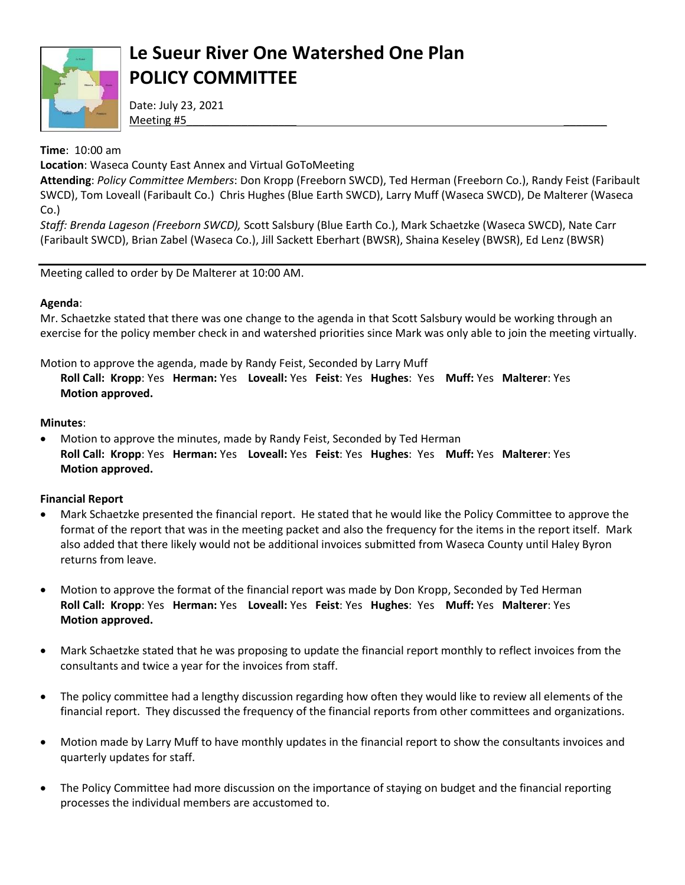# Le Sueur River One Watershed One Plan
# POLICY COMMITTEE

Date: July 23, 2021
Meeting #5

**Time**: 10:00 am
**Location**: Waseca County East Annex and Virtual GoToMeeting
**Attending**: *Policy Committee Members*: Don Kropp (Freeborn SWCD), Ted Herman (Freeborn Co.), Randy Feist (Faribault SWCD), Tom Loveall (Faribault Co.) Chris Hughes (Blue Earth SWCD), Larry Muff (Waseca SWCD), De Malterer (Waseca Co.)
*Staff: Brenda Lageson (Freeborn SWCD),* Scott Salsbury (Blue Earth Co.), Mark Schaetzke (Waseca SWCD), Nate Carr (Faribault SWCD), Brian Zabel (Waseca Co.), Jill Sackett Eberhart (BWSR), Shaina Keseley (BWSR), Ed Lenz (BWSR)

---

Meeting called to order by De Malterer at 10:00 AM.

**Agenda**:
Mr. Schaetzke stated that there was one change to the agenda in that Scott Salsbury would be working through an exercise for the policy member check in and watershed priorities since Mark was only able to join the meeting virtually.

Motion to approve the agenda, made by Randy Feist, Seconded by Larry Muff
**Roll Call: Kropp**: Yes **Herman:** Yes **Loveall:** Yes **Feist**: Yes **Hughes**: Yes **Muff:** Yes **Malterer**: Yes
**Motion approved.**

**Minutes**:

- Motion to approve the minutes, made by Randy Feist, Seconded by Ted Herman
  **Roll Call: Kropp**: Yes **Herman:** Yes **Loveall:** Yes **Feist**: Yes **Hughes**: Yes **Muff:** Yes **Malterer**: Yes
  **Motion approved.**

**Financial Report**

- Mark Schaetzke presented the financial report. He stated that he would like the Policy Committee to approve the format of the report that was in the meeting packet and also the frequency for the items in the report itself. Mark also added that there likely would not be additional invoices submitted from Waseca County until Haley Byron returns from leave.

- Motion to approve the format of the financial report was made by Don Kropp, Seconded by Ted Herman
  **Roll Call: Kropp**: Yes **Herman:** Yes **Loveall:** Yes **Feist**: Yes **Hughes**: Yes **Muff:** Yes **Malterer**: Yes
  **Motion approved.**

- Mark Schaetzke stated that he was proposing to update the financial report monthly to reflect invoices from the consultants and twice a year for the invoices from staff.

- The policy committee had a lengthy discussion regarding how often they would like to review all elements of the financial report. They discussed the frequency of the financial reports from other committees and organizations.

- Motion made by Larry Muff to have monthly updates in the financial report to show the consultants invoices and quarterly updates for staff.

- The Policy Committee had more discussion on the importance of staying on budget and the financial reporting processes the individual members are accustomed to.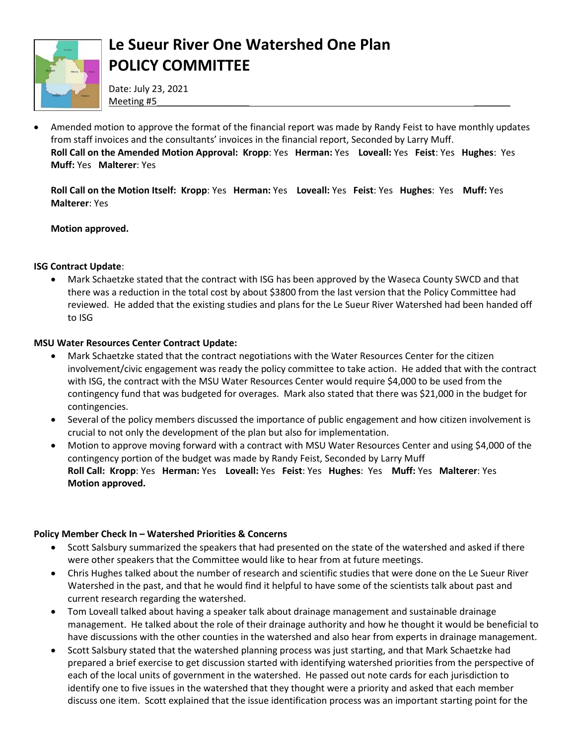- Amended motion to approve the format of the financial report was made by Randy Feist to have monthly updates from staff invoices and the consultants' invoices in the financial report, Seconded by Larry Muff.
  **Roll Call on the Amended Motion Approval: Kropp**: Yes **Herman:** Yes **Loveall:** Yes **Feist**: Yes **Hughes**: Yes **Muff:** Yes **Malterer**: Yes

  **Roll Call on the Motion Itself: Kropp**: Yes **Herman:** Yes **Loveall:** Yes **Feist**: Yes **Hughes**: Yes **Muff:** Yes **Malterer**: Yes

  **Motion approved.**

**ISG Contract Update**:

- Mark Schaetzke stated that the contract with ISG has been approved by the Waseca County SWCD and that there was a reduction in the total cost by about $3800 from the last version that the Policy Committee had reviewed. He added that the existing studies and plans for the Le Sueur River Watershed had been handed off to ISG

**MSU Water Resources Center Contract Update:**

- Mark Schaetzke stated that the contract negotiations with the Water Resources Center for the citizen involvement/civic engagement was ready the policy committee to take action. He added that with the contract with ISG, the contract with the MSU Water Resources Center would require $4,000 to be used from the contingency fund that was budgeted for overages. Mark also stated that there was $21,000 in the budget for contingencies.
- Several of the policy members discussed the importance of public engagement and how citizen involvement is crucial to not only the development of the plan but also for implementation.
- Motion to approve moving forward with a contract with MSU Water Resources Center and using $4,000 of the contingency portion of the budget was made by Randy Feist, Seconded by Larry Muff
  **Roll Call: Kropp**: Yes **Herman:** Yes **Loveall:** Yes **Feist**: Yes **Hughes**: Yes **Muff:** Yes **Malterer**: Yes
  **Motion approved.**

**Policy Member Check In – Watershed Priorities & Concerns**

- Scott Salsbury summarized the speakers that had presented on the state of the watershed and asked if there were other speakers that the Committee would like to hear from at future meetings.
- Chris Hughes talked about the number of research and scientific studies that were done on the Le Sueur River Watershed in the past, and that he would find it helpful to have some of the scientists talk about past and current research regarding the watershed.
- Tom Loveall talked about having a speaker talk about drainage management and sustainable drainage management. He talked about the role of their drainage authority and how he thought it would be beneficial to have discussions with the other counties in the watershed and also hear from experts in drainage management.
- Scott Salsbury stated that the watershed planning process was just starting, and that Mark Schaetzke had prepared a brief exercise to get discussion started with identifying watershed priorities from the perspective of each of the local units of government in the watershed. He passed out note cards for each jurisdiction to identify one to five issues in the watershed that they thought were a priority and asked that each member discuss one item. Scott explained that the issue identification process was an important starting point for the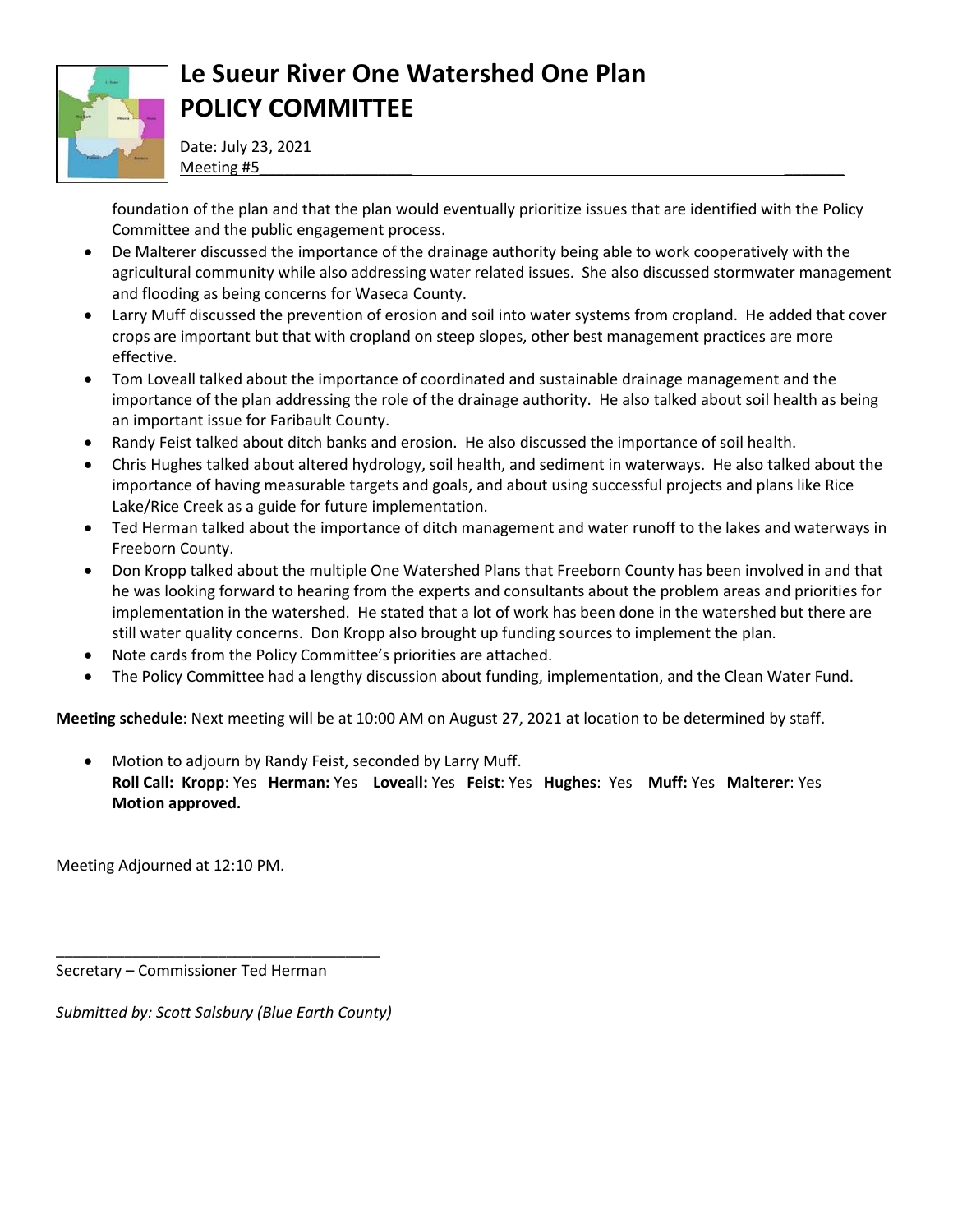foundation of the plan and that the plan would eventually prioritize issues that are identified with the Policy Committee and the public engagement process.

- De Malterer discussed the importance of the drainage authority being able to work cooperatively with the agricultural community while also addressing water related issues. She also discussed stormwater management and flooding as being concerns for Waseca County.
- Larry Muff discussed the prevention of erosion and soil into water systems from cropland. He added that cover crops are important but that with cropland on steep slopes, other best management practices are more effective.
- Tom Loveall talked about the importance of coordinated and sustainable drainage management and the importance of the plan addressing the role of the drainage authority. He also talked about soil health as being an important issue for Faribault County.
- Randy Feist talked about ditch banks and erosion. He also discussed the importance of soil health.
- Chris Hughes talked about altered hydrology, soil health, and sediment in waterways. He also talked about the importance of having measurable targets and goals, and about using successful projects and plans like Rice Lake/Rice Creek as a guide for future implementation.
- Ted Herman talked about the importance of ditch management and water runoff to the lakes and waterways in Freeborn County.
- Don Kropp talked about the multiple One Watershed Plans that Freeborn County has been involved in and that he was looking forward to hearing from the experts and consultants about the problem areas and priorities for implementation in the watershed. He stated that a lot of work has been done in the watershed but there are still water quality concerns. Don Kropp also brought up funding sources to implement the plan.
- Note cards from the Policy Committee's priorities are attached.
- The Policy Committee had a lengthy discussion about funding, implementation, and the Clean Water Fund.

**Meeting schedule**: Next meeting will be at 10:00 AM on August 27, 2021 at location to be determined by staff.

- Motion to adjourn by Randy Feist, seconded by Larry Muff.
  **Roll Call: Kropp**: Yes **Herman:** Yes **Loveall:** Yes **Feist**: Yes **Hughes**: Yes **Muff:** Yes **Malterer**: Yes
  **Motion approved.**

Meeting Adjourned at 12:10 PM.

_______________________________________
Secretary – Commissioner Ted Herman

*Submitted by: Scott Salsbury (Blue Earth County)*